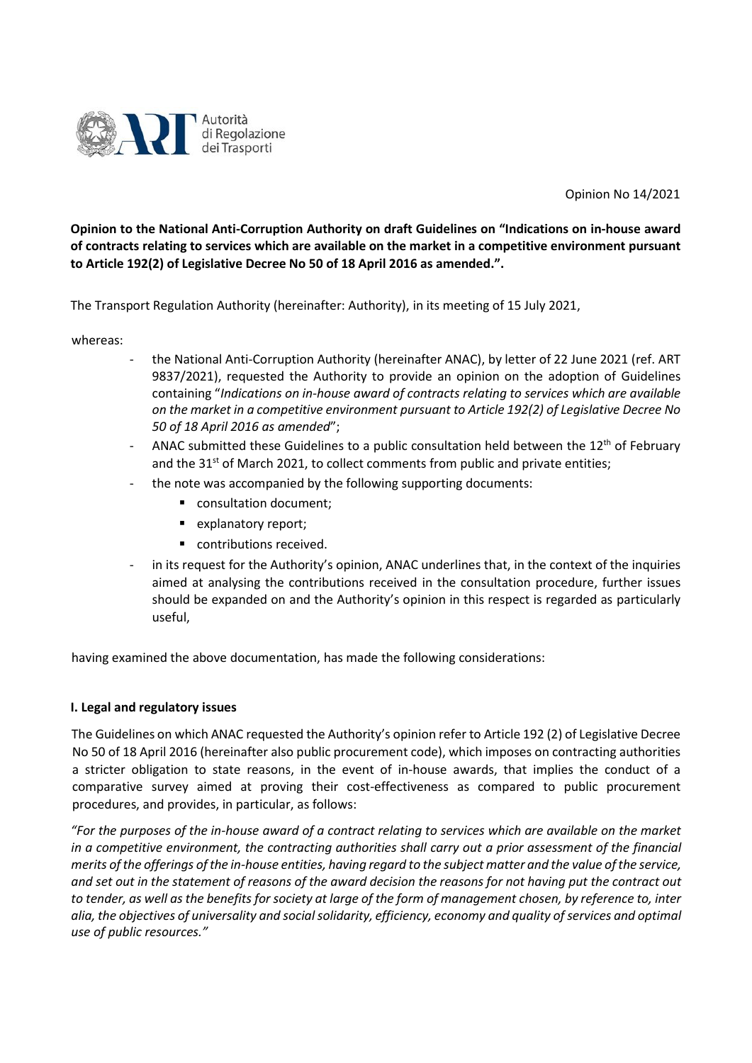Autorità di Regolazione dei Trasporti

Opinion No 14/2021

**Opinion to the National Anti-Corruption Authority on draft Guidelines on "Indications on in-house award of contracts relating to services which are available on the market in a competitive environment pursuant to Article 192(2) of Legislative Decree No 50 of 18 April 2016 as amended.".**

The Transport Regulation Authority (hereinafter: Authority), in its meeting of 15 July 2021,

whereas:

- the National Anti-Corruption Authority (hereinafter ANAC), by letter of 22 June 2021 (ref. ART 9837/2021), requested the Authority to provide an opinion on the adoption of Guidelines containing "*Indications on in-house award of contracts relating to services which are available on the market in a competitive environment pursuant to Article 192(2) of Legislative Decree No 50 of 18 April 2016 as amended*";
- ANAC submitted these Guidelines to a public consultation held between the 12th of February and the 31st of March 2021, to collect comments from public and private entities;
- the note was accompanied by the following supporting documents:
  - consultation document;
  - explanatory report;
  - contributions received.
- in its request for the Authority's opinion, ANAC underlines that, in the context of the inquiries aimed at analysing the contributions received in the consultation procedure, further issues should be expanded on and the Authority's opinion in this respect is regarded as particularly useful,

having examined the above documentation, has made the following considerations:

## I. Legal and regulatory issues

The Guidelines on which ANAC requested the Authority's opinion refer to Article 192 (2) of Legislative Decree No 50 of 18 April 2016 (hereinafter also public procurement code), which imposes on contracting authorities a stricter obligation to state reasons, in the event of in-house awards, that implies the conduct of a comparative survey aimed at proving their cost-effectiveness as compared to public procurement procedures, and provides, in particular, as follows:

*"For the purposes of the in-house award of a contract relating to services which are available on the market in a competitive environment, the contracting authorities shall carry out a prior assessment of the financial merits of the offerings of the in-house entities, having regard to the subject matter and the value of the service, and set out in the statement of reasons of the award decision the reasons for not having put the contract out to tender, as well as the benefits for society at large of the form of management chosen, by reference to, inter alia, the objectives of universality and social solidarity, efficiency, economy and quality of services and optimal use of public resources."*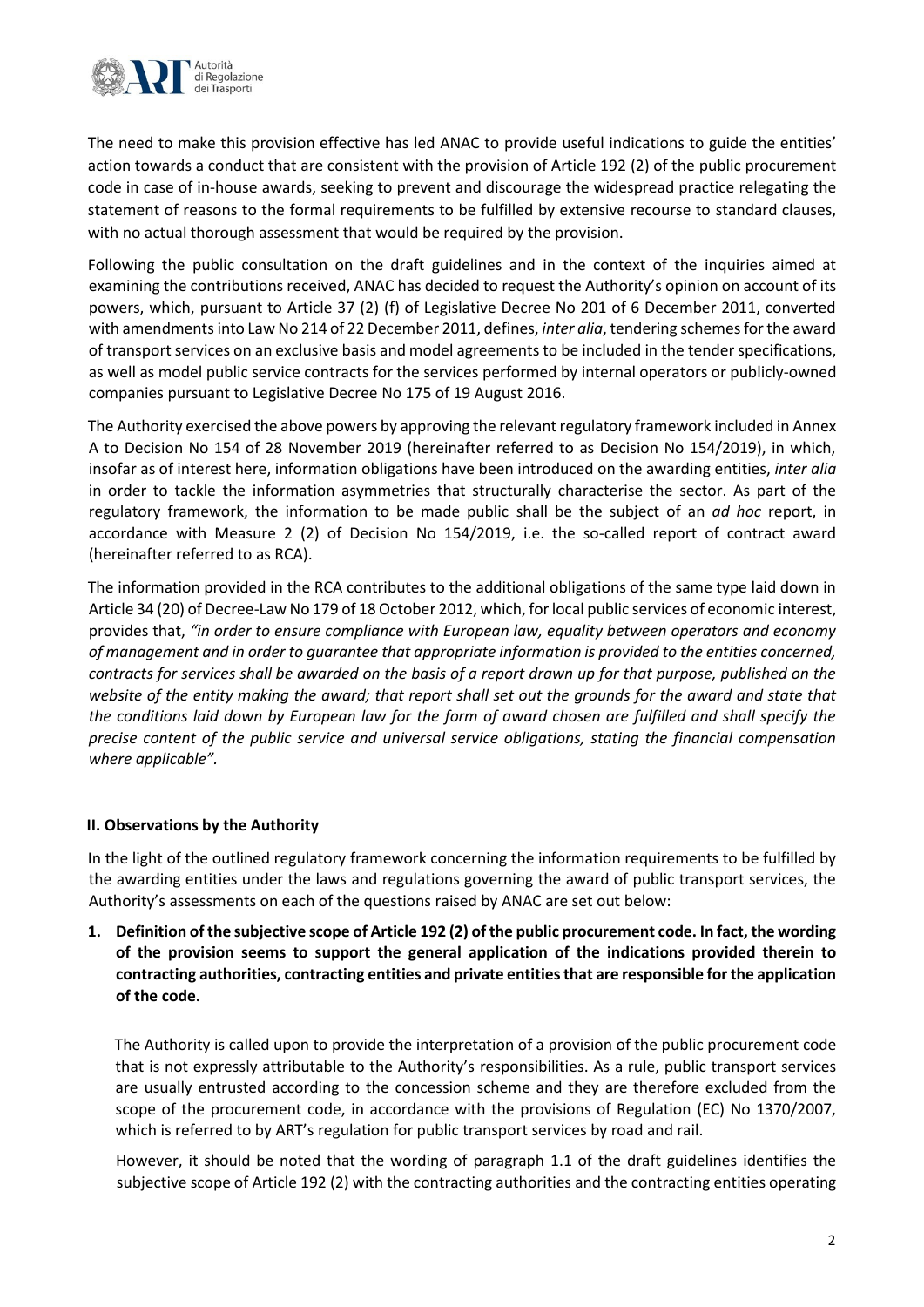The need to make this provision effective has led ANAC to provide useful indications to guide the entities' action towards a conduct that are consistent with the provision of Article 192 (2) of the public procurement code in case of in-house awards, seeking to prevent and discourage the widespread practice relegating the statement of reasons to the formal requirements to be fulfilled by extensive recourse to standard clauses, with no actual thorough assessment that would be required by the provision.

Following the public consultation on the draft guidelines and in the context of the inquiries aimed at examining the contributions received, ANAC has decided to request the Authority's opinion on account of its powers, which, pursuant to Article 37 (2) (f) of Legislative Decree No 201 of 6 December 2011, converted with amendments into Law No 214 of 22 December 2011, defines, *inter alia*, tendering schemes for the award of transport services on an exclusive basis and model agreements to be included in the tender specifications, as well as model public service contracts for the services performed by internal operators or publicly-owned companies pursuant to Legislative Decree No 175 of 19 August 2016.

The Authority exercised the above powers by approving the relevant regulatory framework included in Annex A to Decision No 154 of 28 November 2019 (hereinafter referred to as Decision No 154/2019), in which, insofar as of interest here, information obligations have been introduced on the awarding entities, *inter alia* in order to tackle the information asymmetries that structurally characterise the sector. As part of the regulatory framework, the information to be made public shall be the subject of an *ad hoc* report, in accordance with Measure 2 (2) of Decision No 154/2019, i.e. the so-called report of contract award (hereinafter referred to as RCA).

The information provided in the RCA contributes to the additional obligations of the same type laid down in Article 34 (20) of Decree-Law No 179 of 18 October 2012, which, for local public services of economic interest, provides that, *"in order to ensure compliance with European law, equality between operators and economy of management and in order to guarantee that appropriate information is provided to the entities concerned, contracts for services shall be awarded on the basis of a report drawn up for that purpose, published on the website of the entity making the award; that report shall set out the grounds for the award and state that the conditions laid down by European law for the form of award chosen are fulfilled and shall specify the precise content of the public service and universal service obligations, stating the financial compensation where applicable"*.

## II. Observations by the Authority

In the light of the outlined regulatory framework concerning the information requirements to be fulfilled by the awarding entities under the laws and regulations governing the award of public transport services, the Authority's assessments on each of the questions raised by ANAC are set out below:

1. **Definition of the subjective scope of Article 192 (2) of the public procurement code. In fact, the wording of the provision seems to support the general application of the indications provided therein to contracting authorities, contracting entities and private entities that are responsible for the application of the code.**

   The Authority is called upon to provide the interpretation of a provision of the public procurement code that is not expressly attributable to the Authority's responsibilities. As a rule, public transport services are usually entrusted according to the concession scheme and they are therefore excluded from the scope of the procurement code, in accordance with the provisions of Regulation (EC) No 1370/2007, which is referred to by ART's regulation for public transport services by road and rail.

   However, it should be noted that the wording of paragraph 1.1 of the draft guidelines identifies the subjective scope of Article 192 (2) with the contracting authorities and the contracting entities operating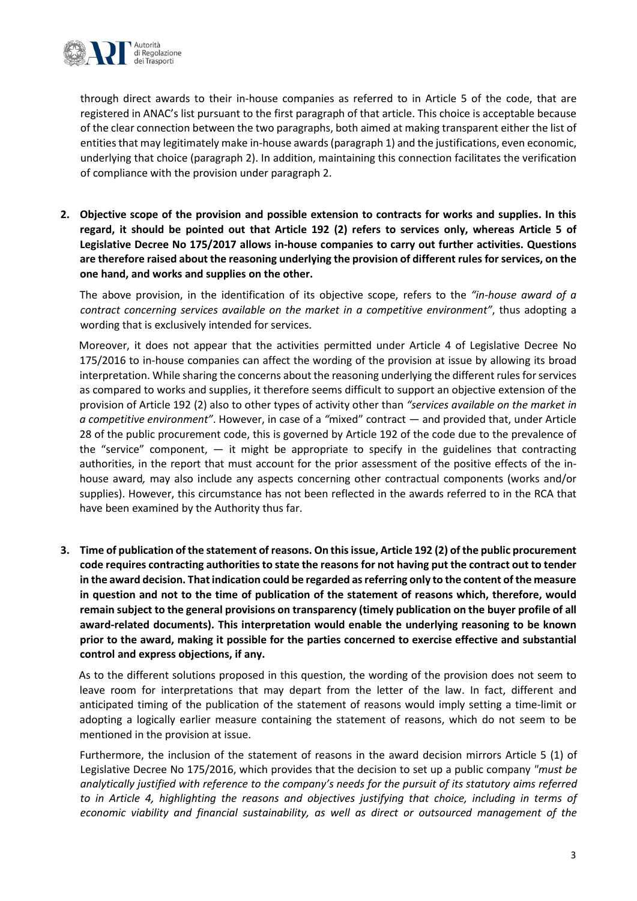through direct awards to their in-house companies as referred to in Article 5 of the code, that are registered in ANAC's list pursuant to the first paragraph of that article. This choice is acceptable because of the clear connection between the two paragraphs, both aimed at making transparent either the list of entities that may legitimately make in-house awards (paragraph 1) and the justifications, even economic, underlying that choice (paragraph 2). In addition, maintaining this connection facilitates the verification of compliance with the provision under paragraph 2.

2. **Objective scope of the provision and possible extension to contracts for works and supplies. In this regard, it should be pointed out that Article 192 (2) refers to services only, whereas Article 5 of Legislative Decree No 175/2017 allows in-house companies to carry out further activities. Questions are therefore raised about the reasoning underlying the provision of different rules for services, on the one hand, and works and supplies on the other.**

   The above provision, in the identification of its objective scope, refers to the *"in-house award of a contract concerning services available on the market in a competitive environment"*, thus adopting a wording that is exclusively intended for services.

   Moreover, it does not appear that the activities permitted under Article 4 of Legislative Decree No 175/2016 to in-house companies can affect the wording of the provision at issue by allowing its broad interpretation. While sharing the concerns about the reasoning underlying the different rules for services as compared to works and supplies, it therefore seems difficult to support an objective extension of the provision of Article 192 (2) also to other types of activity other than *"services available on the market in a competitive environment"*. However, in case of a *"*mixed" contract — and provided that, under Article 28 of the public procurement code, this is governed by Article 192 of the code due to the prevalence of the "service" component, — it might be appropriate to specify in the guidelines that contracting authorities, in the report that must account for the prior assessment of the positive effects of the in-house award*,* may also include any aspects concerning other contractual components (works and/or supplies). However, this circumstance has not been reflected in the awards referred to in the RCA that have been examined by the Authority thus far.

3. **Time of publication of the statement of reasons. On this issue, Article 192 (2) of the public procurement code requires contracting authorities to state the reasons for not having put the contract out to tender in the award decision. That indication could be regarded as referring only to the content of the measure in question and not to the time of publication of the statement of reasons which, therefore, would remain subject to the general provisions on transparency (timely publication on the buyer profile of all award-related documents). This interpretation would enable the underlying reasoning to be known prior to the award, making it possible for the parties concerned to exercise effective and substantial control and express objections, if any.**

   As to the different solutions proposed in this question, the wording of the provision does not seem to leave room for interpretations that may depart from the letter of the law. In fact, different and anticipated timing of the publication of the statement of reasons would imply setting a time-limit or adopting a logically earlier measure containing the statement of reasons, which do not seem to be mentioned in the provision at issue.

   Furthermore, the inclusion of the statement of reasons in the award decision mirrors Article 5 (1) of Legislative Decree No 175/2016, which provides that the decision to set up a public company *"must be analytically justified with reference to the company's needs for the pursuit of its statutory aims referred to in Article 4, highlighting the reasons and objectives justifying that choice, including in terms of economic viability and financial sustainability, as well as direct or outsourced management of the*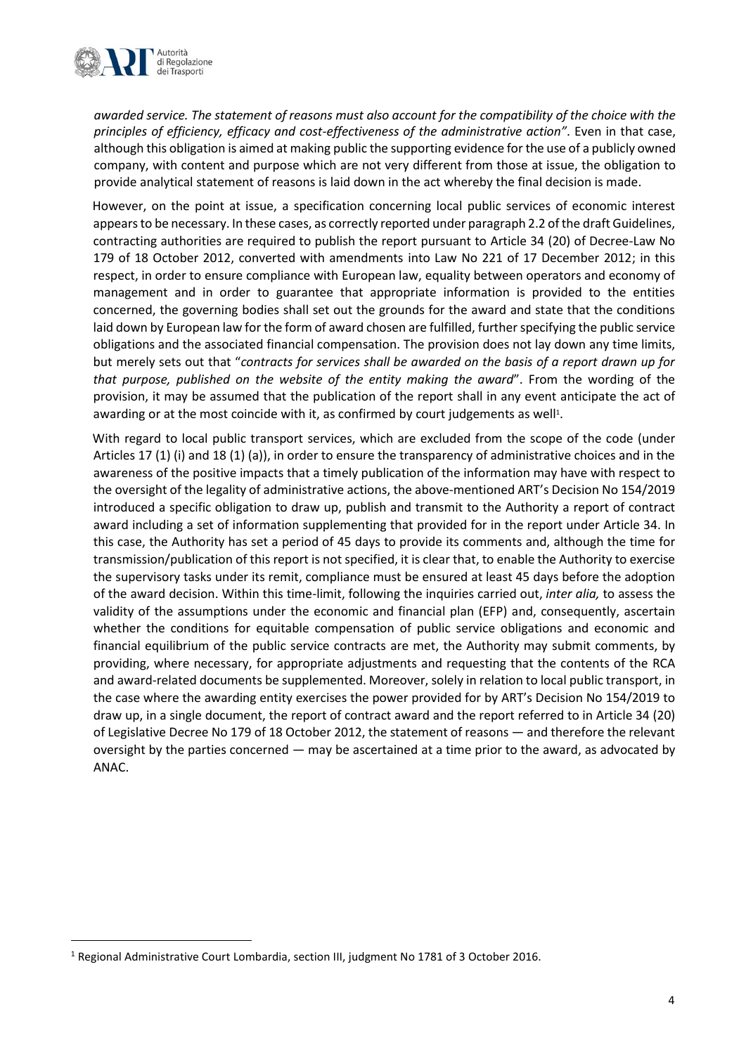*awarded service. The statement of reasons must also account for the compatibility of the choice with the principles of efficiency, efficacy and cost-effectiveness of the administrative action"*. Even in that case, although this obligation is aimed at making public the supporting evidence for the use of a publicly owned company, with content and purpose which are not very different from those at issue, the obligation to provide analytical statement of reasons is laid down in the act whereby the final decision is made.

However, on the point at issue, a specification concerning local public services of economic interest appears to be necessary. In these cases, as correctly reported under paragraph 2.2 of the draft Guidelines, contracting authorities are required to publish the report pursuant to Article 34 (20) of Decree-Law No 179 of 18 October 2012, converted with amendments into Law No 221 of 17 December 2012; in this respect, in order to ensure compliance with European law, equality between operators and economy of management and in order to guarantee that appropriate information is provided to the entities concerned, the governing bodies shall set out the grounds for the award and state that the conditions laid down by European law for the form of award chosen are fulfilled, further specifying the public service obligations and the associated financial compensation. The provision does not lay down any time limits, but merely sets out that "*contracts for services shall be awarded on the basis of a report drawn up for that purpose, published on the website of the entity making the award*". From the wording of the provision, it may be assumed that the publication of the report shall in any event anticipate the act of awarding or at the most coincide with it, as confirmed by court judgements as well[1].

With regard to local public transport services, which are excluded from the scope of the code (under Articles 17 (1) (i) and 18 (1) (a)), in order to ensure the transparency of administrative choices and in the awareness of the positive impacts that a timely publication of the information may have with respect to the oversight of the legality of administrative actions, the above-mentioned ART's Decision No 154/2019 introduced a specific obligation to draw up, publish and transmit to the Authority a report of contract award including a set of information supplementing that provided for in the report under Article 34. In this case, the Authority has set a period of 45 days to provide its comments and, although the time for transmission/publication of this report is not specified, it is clear that, to enable the Authority to exercise the supervisory tasks under its remit, compliance must be ensured at least 45 days before the adoption of the award decision. Within this time-limit, following the inquiries carried out, *inter alia,* to assess the validity of the assumptions under the economic and financial plan (EFP) and, consequently, ascertain whether the conditions for equitable compensation of public service obligations and economic and financial equilibrium of the public service contracts are met, the Authority may submit comments, by providing, where necessary, for appropriate adjustments and requesting that the contents of the RCA and award-related documents be supplemented. Moreover, solely in relation to local public transport, in the case where the awarding entity exercises the power provided for by ART's Decision No 154/2019 to draw up, in a single document, the report of contract award and the report referred to in Article 34 (20) of Legislative Decree No 179 of 18 October 2012, the statement of reasons — and therefore the relevant oversight by the parties concerned — may be ascertained at a time prior to the award, as advocated by ANAC.

[1] Regional Administrative Court Lombardia, section III, judgment No 1781 of 3 October 2016.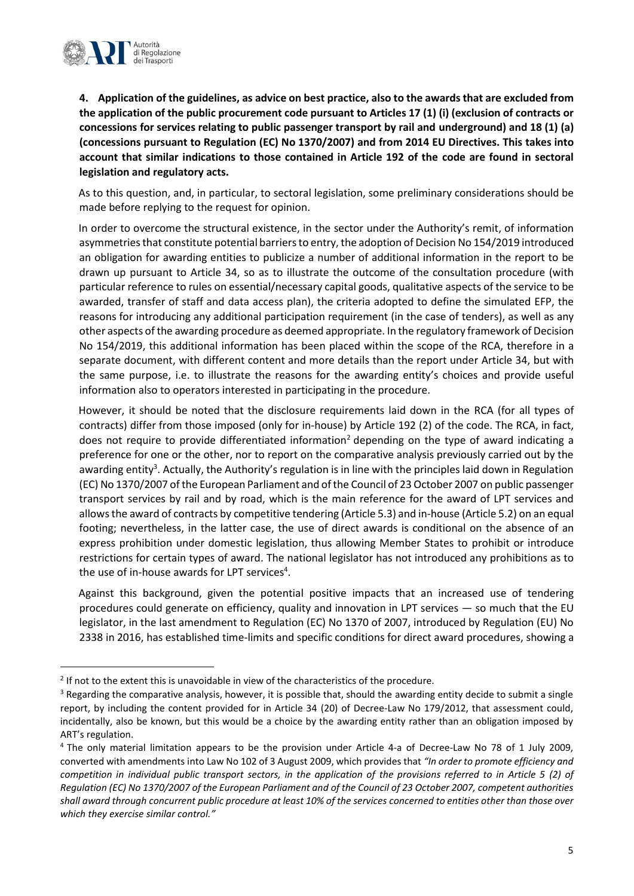**4. Application of the guidelines, as advice on best practice, also to the awards that are excluded from the application of the public procurement code pursuant to Articles 17 (1) (i) (exclusion of contracts or concessions for services relating to public passenger transport by rail and underground) and 18 (1) (a) (concessions pursuant to Regulation (EC) No 1370/2007) and from 2014 EU Directives. This takes into account that similar indications to those contained in Article 192 of the code are found in sectoral legislation and regulatory acts.**

As to this question, and, in particular, to sectoral legislation, some preliminary considerations should be made before replying to the request for opinion.

In order to overcome the structural existence, in the sector under the Authority's remit, of information asymmetries that constitute potential barriers to entry, the adoption of Decision No 154/2019 introduced an obligation for awarding entities to publicize a number of additional information in the report to be drawn up pursuant to Article 34, so as to illustrate the outcome of the consultation procedure (with particular reference to rules on essential/necessary capital goods, qualitative aspects of the service to be awarded, transfer of staff and data access plan), the criteria adopted to define the simulated EFP, the reasons for introducing any additional participation requirement (in the case of tenders), as well as any other aspects of the awarding procedure as deemed appropriate. In the regulatory framework of Decision No 154/2019, this additional information has been placed within the scope of the RCA, therefore in a separate document, with different content and more details than the report under Article 34, but with the same purpose, i.e. to illustrate the reasons for the awarding entity's choices and provide useful information also to operators interested in participating in the procedure.

However, it should be noted that the disclosure requirements laid down in the RCA (for all types of contracts) differ from those imposed (only for in-house) by Article 192 (2) of the code. The RCA, in fact, does not require to provide differentiated information[2] depending on the type of award indicating a preference for one or the other, nor to report on the comparative analysis previously carried out by the awarding entity[3]. Actually, the Authority's regulation is in line with the principles laid down in Regulation (EC) No 1370/2007 of the European Parliament and of the Council of 23 October 2007 on public passenger transport services by rail and by road, which is the main reference for the award of LPT services and allows the award of contracts by competitive tendering (Article 5.3) and in-house (Article 5.2) on an equal footing; nevertheless, in the latter case, the use of direct awards is conditional on the absence of an express prohibition under domestic legislation, thus allowing Member States to prohibit or introduce restrictions for certain types of award. The national legislator has not introduced any prohibitions as to the use of in-house awards for LPT services[4].

Against this background, given the potential positive impacts that an increased use of tendering procedures could generate on efficiency, quality and innovation in LPT services — so much that the EU legislator, in the last amendment to Regulation (EC) No 1370 of 2007, introduced by Regulation (EU) No 2338 in 2016, has established time-limits and specific conditions for direct award procedures, showing a

---

[2] If not to the extent this is unavoidable in view of the characteristics of the procedure.

[3] Regarding the comparative analysis, however, it is possible that, should the awarding entity decide to submit a single report, by including the content provided for in Article 34 (20) of Decree-Law No 179/2012, that assessment could, incidentally, also be known, but this would be a choice by the awarding entity rather than an obligation imposed by ART's regulation.

[4] The only material limitation appears to be the provision under Article 4-a of Decree-Law No 78 of 1 July 2009, converted with amendments into Law No 102 of 3 August 2009, which provides that *"In order to promote efficiency and competition in individual public transport sectors, in the application of the provisions referred to in Article 5 (2) of Regulation (EC) No 1370/2007 of the European Parliament and of the Council of 23 October 2007, competent authorities shall award through concurrent public procedure at least 10% of the services concerned to entities other than those over which they exercise similar control."*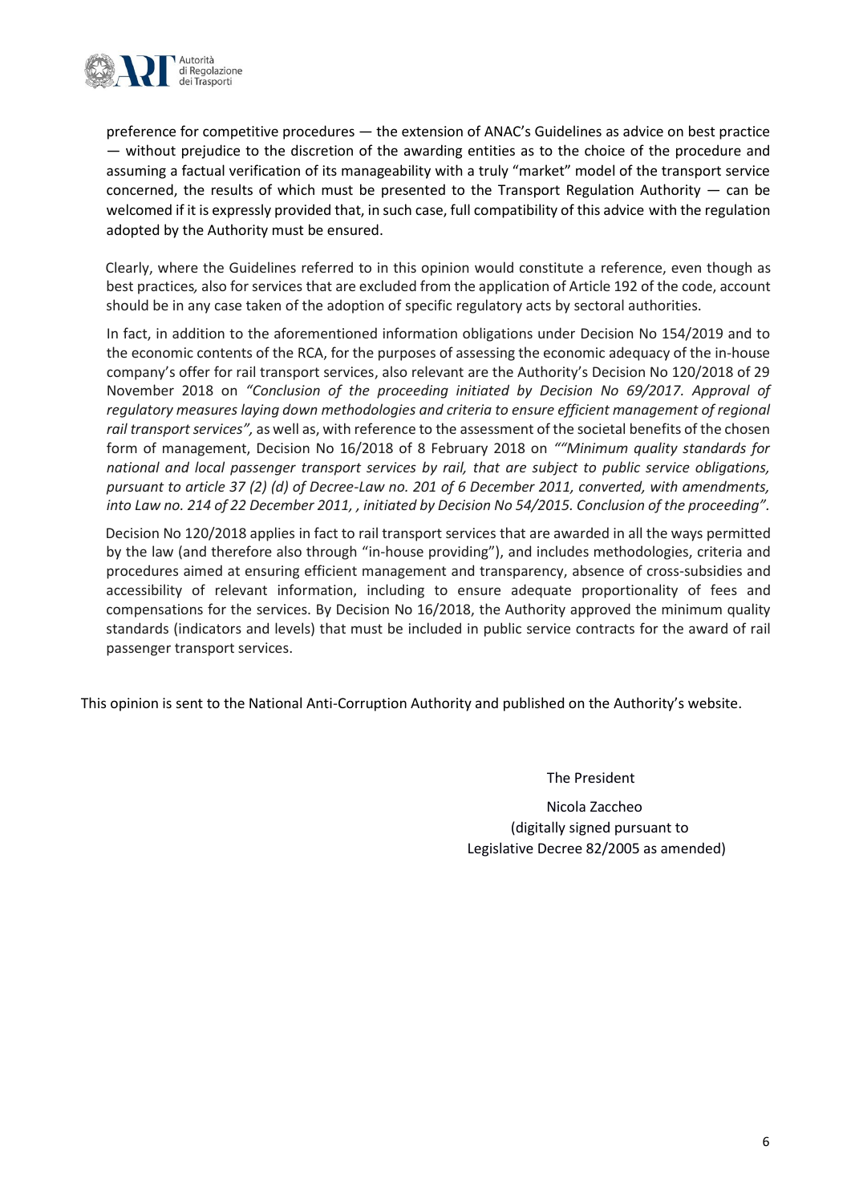preference for competitive procedures — the extension of ANAC's Guidelines as advice on best practice — without prejudice to the discretion of the awarding entities as to the choice of the procedure and assuming a factual verification of its manageability with a truly "market" model of the transport service concerned, the results of which must be presented to the Transport Regulation Authority — can be welcomed if it is expressly provided that, in such case, full compatibility of this advice with the regulation adopted by the Authority must be ensured.

Clearly, where the Guidelines referred to in this opinion would constitute a reference, even though as best practices, also for services that are excluded from the application of Article 192 of the code, account should be in any case taken of the adoption of specific regulatory acts by sectoral authorities.

In fact, in addition to the aforementioned information obligations under Decision No 154/2019 and to the economic contents of the RCA, for the purposes of assessing the economic adequacy of the in-house company's offer for rail transport services, also relevant are the Authority's Decision No 120/2018 of 29 November 2018 on *"Conclusion of the proceeding initiated by Decision No 69/2017. Approval of regulatory measures laying down methodologies and criteria to ensure efficient management of regional rail transport services",* as well as, with reference to the assessment of the societal benefits of the chosen form of management, Decision No 16/2018 of 8 February 2018 on *""Minimum quality standards for national and local passenger transport services by rail, that are subject to public service obligations, pursuant to article 37 (2) (d) of Decree-Law no. 201 of 6 December 2011, converted, with amendments, into Law no. 214 of 22 December 2011, , initiated by Decision No 54/2015. Conclusion of the proceeding"*.

Decision No 120/2018 applies in fact to rail transport services that are awarded in all the ways permitted by the law (and therefore also through "in-house providing"), and includes methodologies, criteria and procedures aimed at ensuring efficient management and transparency, absence of cross-subsidies and accessibility of relevant information, including to ensure adequate proportionality of fees and compensations for the services. By Decision No 16/2018, the Authority approved the minimum quality standards (indicators and levels) that must be included in public service contracts for the award of rail passenger transport services.

This opinion is sent to the National Anti-Corruption Authority and published on the Authority's website.

The President

Nicola Zaccheo
(digitally signed pursuant to
Legislative Decree 82/2005 as amended)